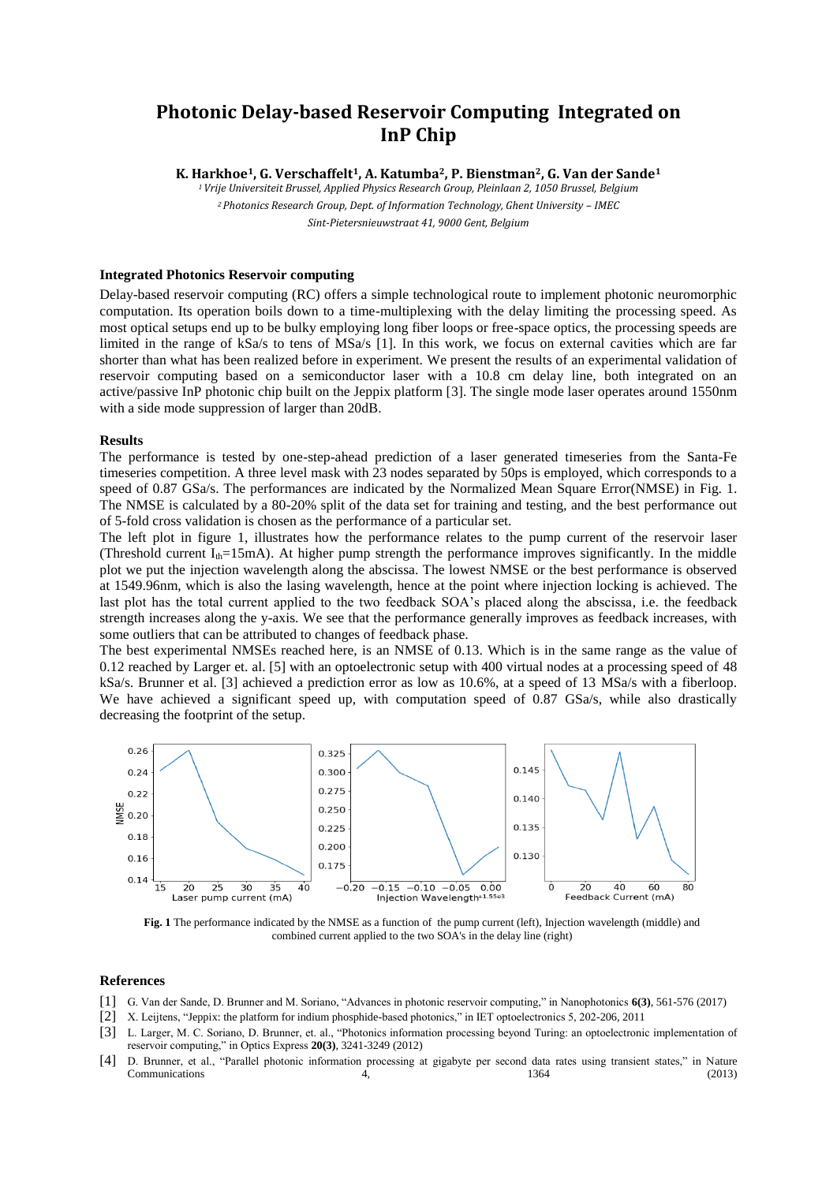# Photonic Delay-based Reservoir Computing Integrated on InP Chip

**K. Harkhoe[1], G. Verschaffelt[1], A. Katumba[2], P. Bienstman[2], G. Van der Sande[1]**

*[1] Vrije Universiteit Brussel, Applied Physics Research Group, Pleinlaan 2, 1050 Brussel, Belgium*
*[2] Photonics Research Group, Dept. of Information Technology, Ghent University – IMEC*
*Sint-Pietersnieuwstraat 41, 9000 Gent, Belgium*

### Integrated Photonics Reservoir computing

Delay-based reservoir computing (RC) offers a simple technological route to implement photonic neuromorphic computation. Its operation boils down to a time-multiplexing with the delay limiting the processing speed. As most optical setups end up to be bulky employing long fiber loops or free-space optics, the processing speeds are limited in the range of kSa/s to tens of MSa/s [1]. In this work, we focus on external cavities which are far shorter than what has been realized before in experiment. We present the results of an experimental validation of reservoir computing based on a semiconductor laser with a 10.8 cm delay line, both integrated on an active/passive InP photonic chip built on the Jeppix platform [3]. The single mode laser operates around 1550nm with a side mode suppression of larger than 20dB.

### Results

The performance is tested by one-step-ahead prediction of a laser generated timeseries from the Santa-Fe timeseries competition. A three level mask with 23 nodes separated by 50ps is employed, which corresponds to a speed of 0.87 GSa/s. The performances are indicated by the Normalized Mean Square Error(NMSE) in Fig. 1. The NMSE is calculated by a 80-20% split of the data set for training and testing, and the best performance out of 5-fold cross validation is chosen as the performance of a particular set.

The left plot in figure 1, illustrates how the performance relates to the pump current of the reservoir laser (Threshold current $I_{th}$=15mA). At higher pump strength the performance improves significantly. In the middle plot we put the injection wavelength along the abscissa. The lowest NMSE or the best performance is observed at 1549.96nm, which is also the lasing wavelength, hence at the point where injection locking is achieved. The last plot has the total current applied to the two feedback SOA's placed along the abscissa, i.e. the feedback strength increases along the y-axis. We see that the performance generally improves as feedback increases, with some outliers that can be attributed to changes of feedback phase.

The best experimental NMSEs reached here, is an NMSE of 0.13. Which is in the same range as the value of 0.12 reached by Larger et. al. [5] with an optoelectronic setup with 400 virtual nodes at a processing speed of 48 kSa/s. Brunner et al. [3] achieved a prediction error as low as 10.6%, at a speed of 13 MSa/s with a fiberloop. We have achieved a significant speed up, with computation speed of 0.87 GSa/s, while also drastically decreasing the footprint of the setup.

**Fig. 1** The performance indicated by the NMSE as a function of the pump current (left), Injection wavelength (middle) and combined current applied to the two SOA's in the delay line (right)

### References

[1] G. Van der Sande, D. Brunner and M. Soriano, "Advances in photonic reservoir computing," in Nanophotonics **6(3)**, 561-576 (2017)

[2] X. Leijtens, "Jeppix: the platform for indium phosphide-based photonics," in IET optoelectronics 5, 202-206, 2011

[3] L. Larger, M. C. Soriano, D. Brunner, et. al., "Photonics information processing beyond Turing: an optoelectronic implementation of reservoir computing," in Optics Express **20(3)**, 3241-3249 (2012)

[4] D. Brunner, et al., "Parallel photonic information processing at gigabyte per second data rates using transient states," in Nature Communications 4, 1364 (2013)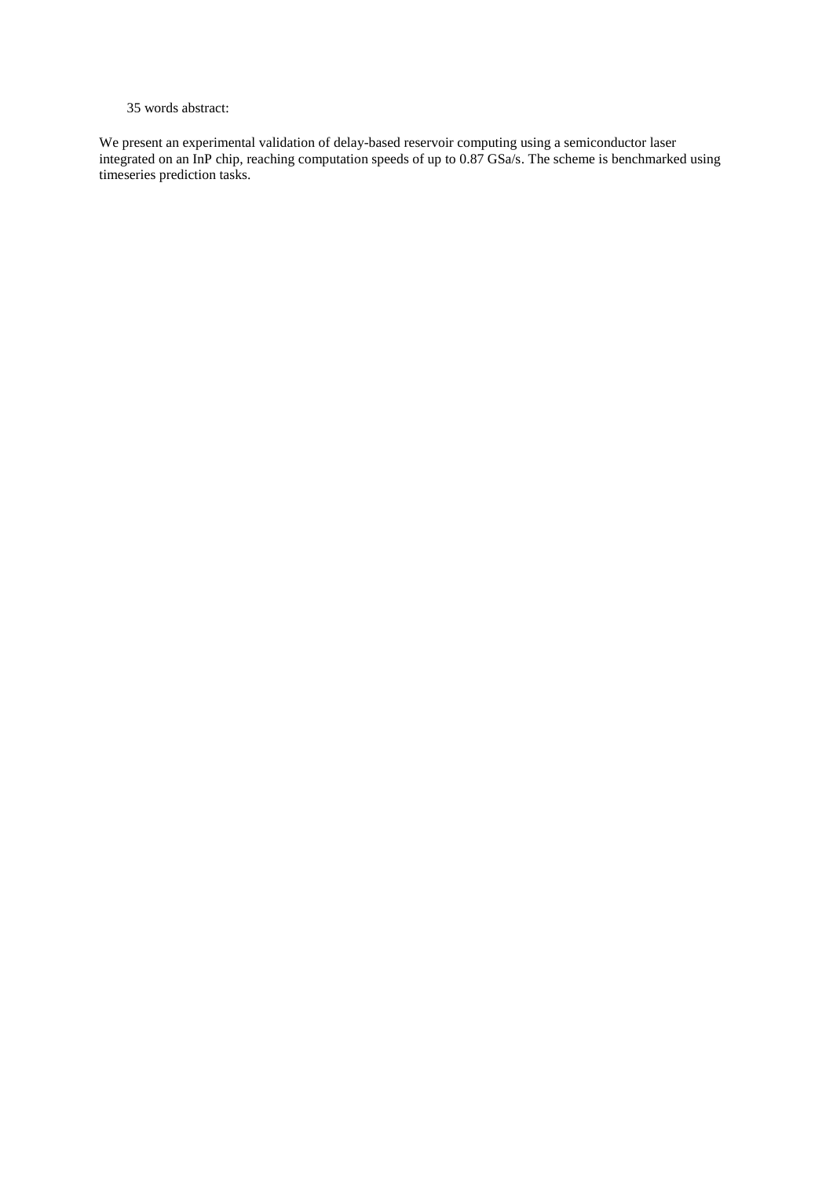35 words abstract:

We present an experimental validation of delay-based reservoir computing using a semiconductor laser integrated on an InP chip, reaching computation speeds of up to 0.87 GSa/s. The scheme is benchmarked using timeseries prediction tasks.